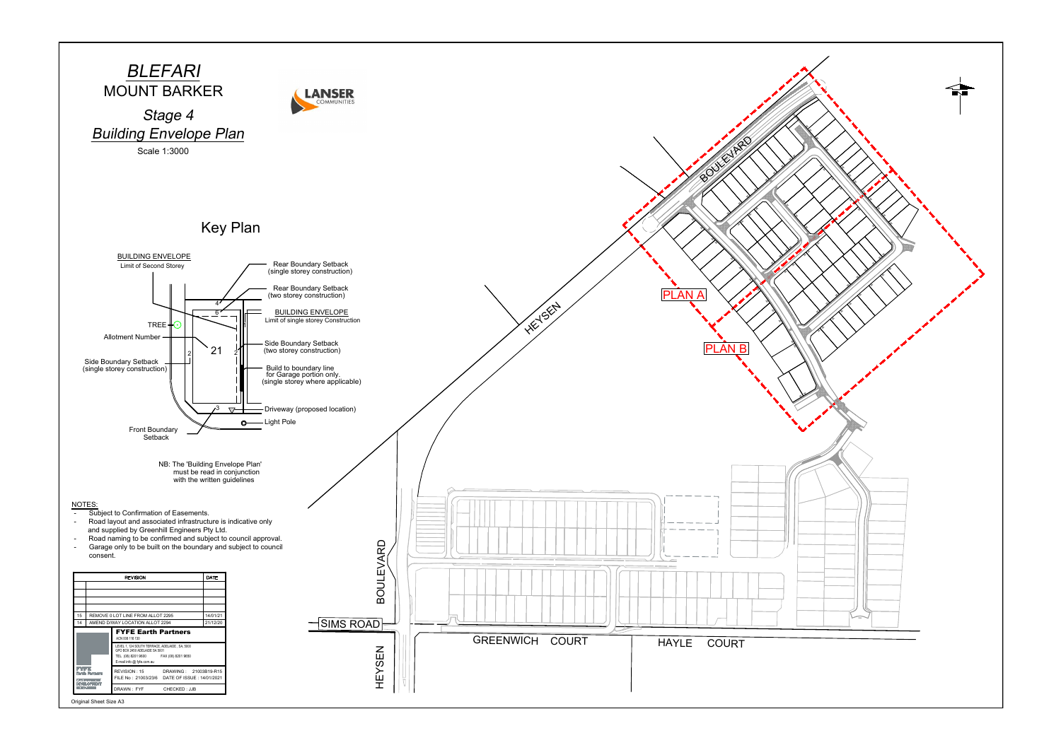# *BLEFARI*

## MOUNT BARKER

## *Stage 4*

## *Building Envelope Plan*

Scale 1:3000

LANSER COMMUNITIES

## Key Plan

BUILDING ENVELOPE
Limit of Second Storey

- Rear Boundary Setback (single storey construction)
- Rear Boundary Setback (two storey construction)
- BUILDING ENVELOPE Limit of single storey Construction
- Side Boundary Setback (two storey construction)
- Build to boundary line for Garage portion only. (single storey where applicable)
- Driveway (proposed location)
- Light Pole
- TREE
- Allotment Number
- Side Boundary Setback (single storey construction)
- Front Boundary Setback

NB: The 'Building Envelope Plan' must be read in conjunction with the written guidelines

NOTES:

- Subject to Confirmation of Easements.
- Road layout and associated infrastructure is indicative only and supplied by Greenhill Engineers Pty Ltd.
- Road naming to be confirmed and subject to council approval.
- Garage only to be built on the boundary and subject to council consent.

BOULEVARD · HEYSEN · PLAN A · PLAN B · HEYSEN BOULEVARD · SIMS ROAD · GREENWICH COURT · HAYLE COURT · HEYSEN

| | REVISION | DATE |
|---|---|---|
| | | |
| | | |
| | | |
| | | |
| 15 | REMOVE 0 LOT LINE FROM ALLOT 2295 | 14/01/21 |
| 14 | AMEND D/WAY LOCATION ALLOT 2294 | 21/12/20 |

**FYFE Earth Partners**
ACN 008 116 130

LEVEL 1, 124 SOUTH TERRACE, ADELAIDE , SA 5000
GPO BOX 2450 ADELAIDE SA 5001
TEL (08) 8201 9600 FAX (08) 8201 9650
E-mail info @ fyfe.com.au

| | |
|---|---|
| REVISION : 15 | DRAWING : 21003B19-R15 |
| FILE No : 21003/23/6 | DATE OF ISSUE : 14/01/2021 |
| DRAWN : FYF | CHECKED : JJB |

Original Sheet Size A3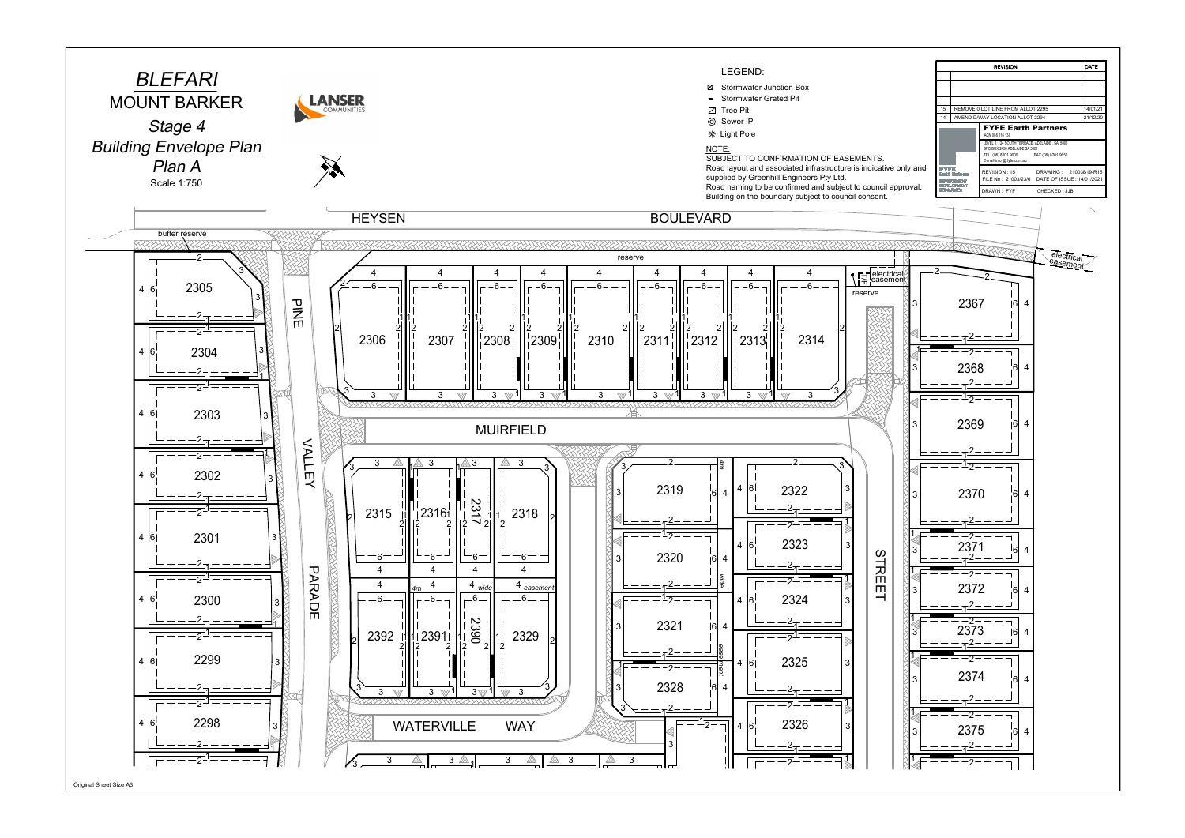# BLEFARI

## MOUNT BARKER

### *Stage 4*

### *Building Envelope Plan*

### *Plan A*

Scale 1:750

LANSER COMMUNITIES

**LEGEND:**

- Stormwater Junction Box
- Stormwater Grated Pit
- Tree Pit
- Sewer IP
- Light Pole

NOTE:
SUBJECT TO CONFIRMATION OF EASEMENTS.
Road layout and associated infrastructure is indicative only and supplied by Greenhill Engineers Pty Ltd.
Road naming to be confirmed and subject to council approval.
Building on the boundary subject to council consent.

| | REVISION | DATE |
|---|---|---|
| 15 | REMOVE 0 LOT LINE FROM ALLOT 2295 | 14/01/21 |
| 14 | AMEND D/WAY LOCATION ALLOT 2294 | 21/12/20 |

**FYFE Earth Partners**
ACN 008 116 130
LEVEL 1, 124 SOUTH TERRACE, ADELAIDE SA 5000
GPO BOX 2450 ADELAIDE SA 5001
TEL: (08) 8201 9600 FAX (08) 8201 9650
E-mail info @ fyfe.com.au

REVISION : 15 DRAWING : 21003B19-R15
FILE No : 21003/23/6 DATE OF ISSUE : 14/01/2021
DRAWN : FYF CHECKED : JJB

HEYSEN BOULEVARD

PINE VALLEY PARADE

MUIRFIELD

WATERVILLE WAY

STREET

buffer reserve

reserve

electrical easement

4m wide easement

Lots: 2298, 2299, 2300, 2301, 2302, 2303, 2304, 2305, 2306, 2307, 2308, 2309, 2310, 2311, 2312, 2313, 2314, 2315, 2316, 2317, 2318, 2319, 2320, 2321, 2322, 2323, 2324, 2325, 2326, 2328, 2329, 2367, 2368, 2369, 2370, 2371, 2372, 2373, 2374, 2375, 2390, 2391, 2392

Original Sheet Size A3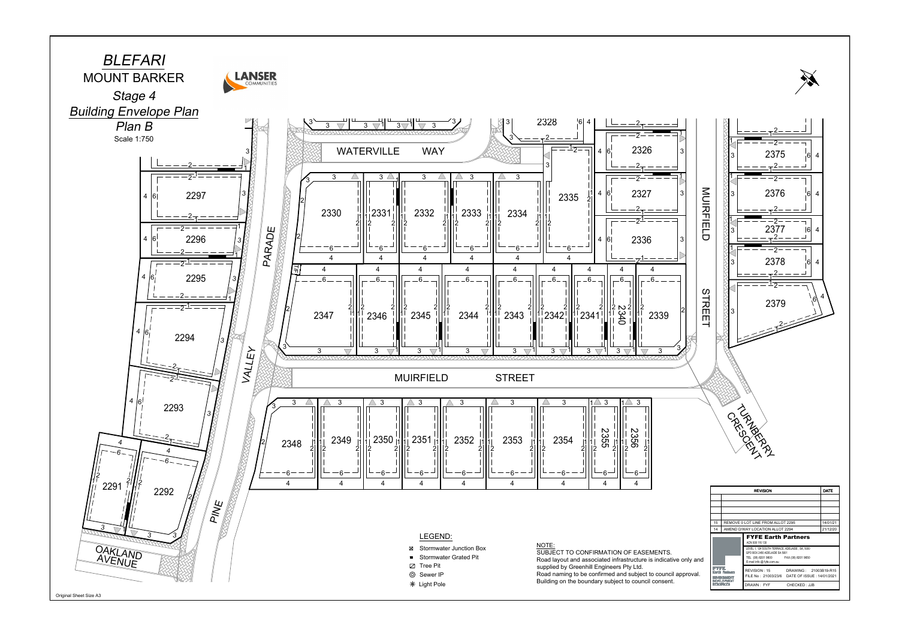# *BLEFARI*

## MOUNT BARKER

### *Stage 4*

### *Building Envelope Plan*

### *Plan B*

Scale 1:750

LANSER COMMUNITIES

WATERVILLE WAY

VALLEY PARADE

MUIRFIELD STREET

MUIRFIELD STREET

TURNBERRY CRESCENT

PINE

OAKLAND AVENUE

2291, 2292, 2293, 2294, 2295, 2296, 2297, 2326, 2327, 2328, 2330, 2331, 2332, 2333, 2334, 2335, 2336, 2339, 2340, 2341, 2342, 2343, 2344, 2345, 2346, 2347, 2348, 2349, 2350, 2351, 2352, 2353, 2354, 2355, 2356, 2375, 2376, 2377, 2378, 2379

LEGEND:

- Stormwater Junction Box
- Stormwater Grated Pit
- Tree Pit
- Sewer IP
- Light Pole

NOTE:
SUBJECT TO CONFIRMATION OF EASEMENTS.
Road layout and associated infrastructure is indicative only and supplied by Greenhill Engineers Pty Ltd.
Road naming to be confirmed and subject to council approval.
Building on the boundary subject to council consent.

| | REVISION | DATE |
|---|---|---|
| 15 | REMOVE 0 LOT LINE FROM ALLOT 2295 | 14/01/21 |
| 14 | AMEND D/WAY LOCATION ALLOT 2294 | 21/12/20 |

**FYFE Earth Partners**
ACN 008 116 130
LEVEL 1, 124 SOUTH TERRACE, ADELAIDE, SA, 5000
GPO BOX 2450 ADELAIDE SA 5001
TEL: (08) 8201 9600 FAX (08) 8201 9650
E-mail info @ fyfe.com.au

REVISION : 15 DRAWING : 21003B19-R15
FILE No : 21003/23/6 DATE OF ISSUE : 14/01/2021
DRAWN : FYF CHECKED : JJB

Original Sheet Size A3